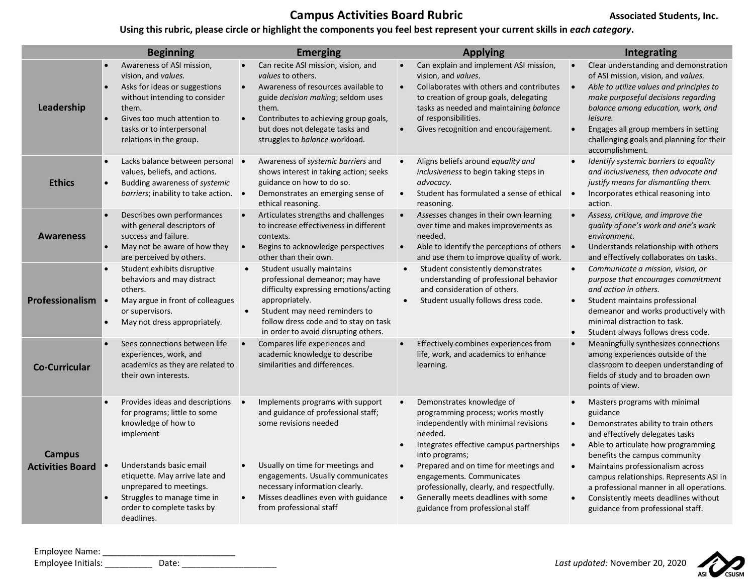# Campus Activities Board Rubric

**Associated Students, Inc.**

**Using this rubric, please circle or highlight the components you feel best represent your current skills in *each category*.**

| | Beginning | Emerging | Applying | Integrating |
|---|---|---|---|---|
| **Leadership** | • Awareness of ASI mission, vision, and *values.*<br>• Asks for ideas or suggestions without intending to consider them.<br>• Gives too much attention to tasks or to interpersonal relations in the group. | • Can recite ASI mission, vision, and *values* to others.<br>• Awareness of resources available to guide *decision making*; seldom uses them.<br>• Contributes to achieving group goals, but does not delegate tasks and struggles to *balance* workload. | • Can explain and implement ASI mission, vision, and *values*.<br>• Collaborates with others and contributes to creation of group goals, delegating tasks as needed and maintaining *balance* of responsibilities.<br>• Gives recognition and encouragement. | • Clear understanding and demonstration of ASI mission, vision, and *values.*<br>• *Able to utilize values and principles to make purposeful decisions regarding balance among education, work, and leisure.*<br>• Engages all group members in setting challenging goals and planning for their accomplishment. |
| **Ethics** | • Lacks balance between personal values, beliefs, and actions.<br>• Budding awareness of *systemic barriers*; inability to take action. | • Awareness of *systemic barriers* and shows interest in taking action; seeks guidance on how to do so.<br>• Demonstrates an emerging sense of ethical reasoning. | • Aligns beliefs around *equality and inclusiveness* to begin taking steps in *advocacy*.<br>• Student has formulated a sense of ethical reasoning. | • *Identify systemic barriers to equality and inclusiveness, then advocate and justify means for dismantling them.*<br>• Incorporates ethical reasoning into action. |
| **Awareness** | • Describes own performances with general descriptors of success and failure.<br>• May not be aware of how they are perceived by others. | • Articulates strengths and challenges to increase effectiveness in different contexts.<br>• Begins to acknowledge perspectives other than their own. | • *Assesses* changes in their own learning over time and makes improvements as needed.<br>• Able to identify the perceptions of others and use them to improve quality of work. | • *Assess, critique, and improve the quality of one's work and one's work environment.*<br>• Understands relationship with others and effectively collaborates on tasks. |
| **Professionalism** | • Student exhibits disruptive behaviors and may distract others.<br>• May argue in front of colleagues or supervisors.<br>• May not dress appropriately. | • Student usually maintains professional demeanor; may have difficulty expressing emotions/acting appropriately.<br>• Student may need reminders to follow dress code and to stay on task in order to avoid disrupting others. | • Student consistently demonstrates understanding of professional behavior and consideration of others.<br>• Student usually follows dress code. | • *Communicate a mission, vision, or purpose that encourages commitment and action in others.*<br>• Student maintains professional demeanor and works productively with minimal distraction to task.<br>• Student always follows dress code. |
| **Co-Curricular** | • Sees connections between life experiences, work, and academics as they are related to their own interests. | • Compares life experiences and academic knowledge to describe similarities and differences. | • Effectively combines experiences from life, work, and academics to enhance learning. | • Meaningfully synthesizes connections among experiences outside of the classroom to deepen understanding of fields of study and to broaden own points of view. |
| **Campus Activities Board** | • Provides ideas and descriptions for programs; little to some knowledge of how to implement<br>• Understands basic email etiquette. May arrive late and unprepared to meetings.<br>• Struggles to manage time in order to complete tasks by deadlines. | • Implements programs with support and guidance of professional staff; some revisions needed<br>• Usually on time for meetings and engagements. Usually communicates necessary information clearly.<br>• Misses deadlines even with guidance from professional staff | • Demonstrates knowledge of programming process; works mostly independently with minimal revisions needed.<br>• Integrates effective campus partnerships into programs;<br>• Prepared and on time for meetings and engagements. Communicates professionally, clearly, and respectfully.<br>• Generally meets deadlines with some guidance from professional staff | • Masters programs with minimal guidance<br>• Demonstrates ability to train others and effectively delegates tasks<br>• Able to articulate how programming benefits the campus community<br>• Maintains professionalism across campus relationships. Represents ASI in a professional manner in all operations.<br>• Consistently meets deadlines without guidance from professional staff. |

Employee Name: ____________________________

Employee Initials: __________ Date: ___________________

*Last updated:* November 20, 2020

ASI CSUSM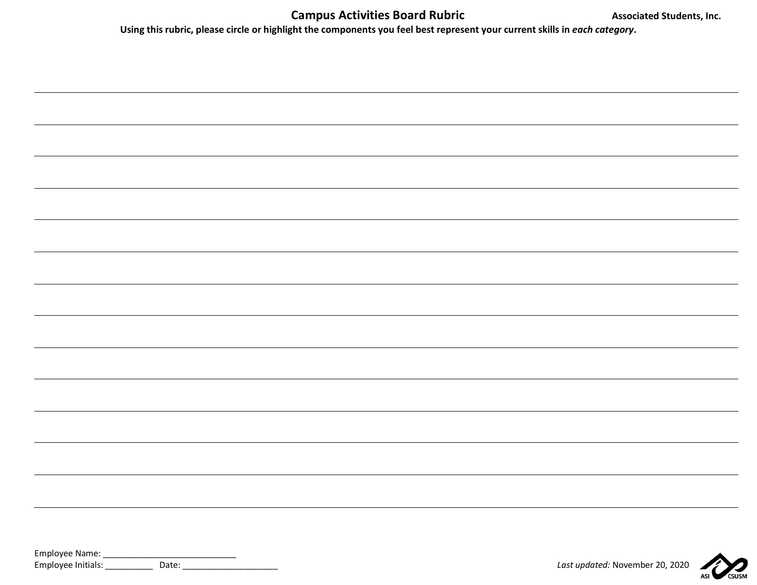# Campus Activities Board Rubric

Associated Students, Inc.

**Using this rubric, please circle or highlight the components you feel best represent your current skills in *each category*.**

Employee Name: ____________________________

Employee Initials: __________ Date: ____________________

*Last updated:* November 20, 2020